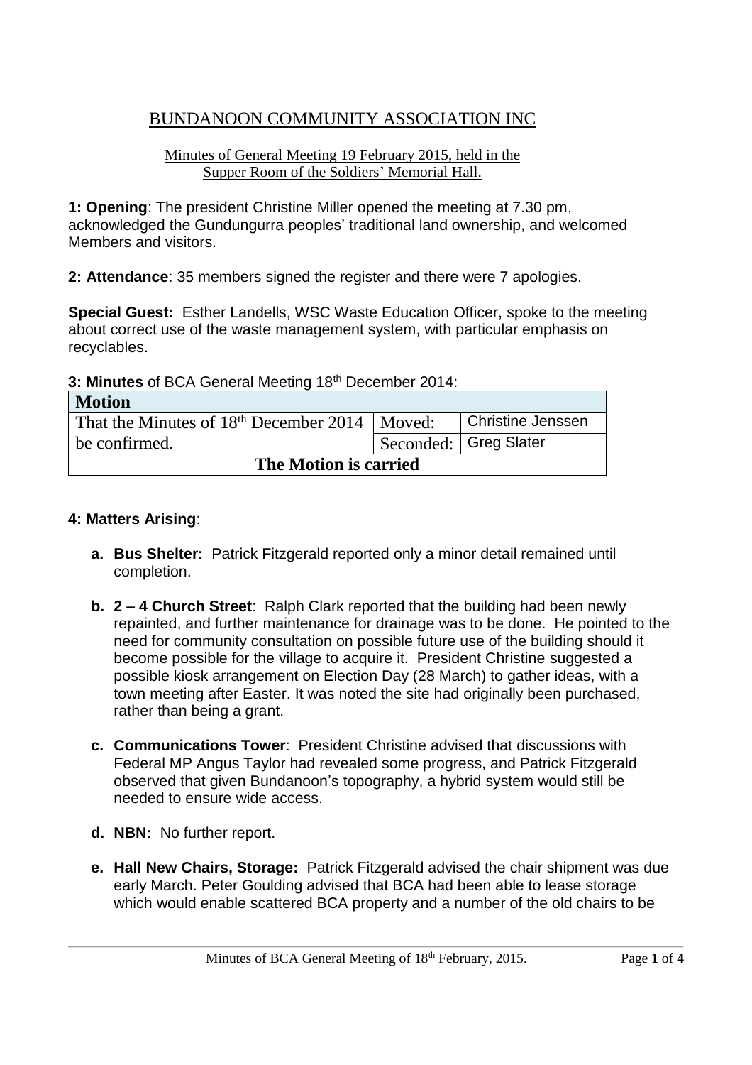# BUNDANOON COMMUNITY ASSOCIATION INC

Minutes of General Meeting 19 February 2015, held in the Supper Room of the Soldiers' Memorial Hall.

**1: Opening**: The president Christine Miller opened the meeting at 7.30 pm, acknowledged the Gundungurra peoples' traditional land ownership, and welcomed Members and visitors.

**2: Attendance**: 35 members signed the register and there were 7 apologies.

**Special Guest:** Esther Landells, WSC Waste Education Officer, spoke to the meeting about correct use of the waste management system, with particular emphasis on recyclables.

**3: Minutes** of BCA General Meeting 18th December 2014:

| Motion | | |
|---|---|---|
| That the Minutes of 18th December 2014 be confirmed. | Moved: | Christine Jenssen |
| | Seconded: | Greg Slater |
| **The Motion is carried** | | |

**4: Matters Arising**:

- **a. Bus Shelter:** Patrick Fitzgerald reported only a minor detail remained until completion.
- **b. 2 – 4 Church Street**: Ralph Clark reported that the building had been newly repainted, and further maintenance for drainage was to be done. He pointed to the need for community consultation on possible future use of the building should it become possible for the village to acquire it. President Christine suggested a possible kiosk arrangement on Election Day (28 March) to gather ideas, with a town meeting after Easter. It was noted the site had originally been purchased, rather than being a grant.
- **c. Communications Tower**: President Christine advised that discussions with Federal MP Angus Taylor had revealed some progress, and Patrick Fitzgerald observed that given Bundanoon's topography, a hybrid system would still be needed to ensure wide access.
- **d. NBN:** No further report.
- **e. Hall New Chairs, Storage:** Patrick Fitzgerald advised the chair shipment was due early March. Peter Goulding advised that BCA had been able to lease storage which would enable scattered BCA property and a number of the old chairs to be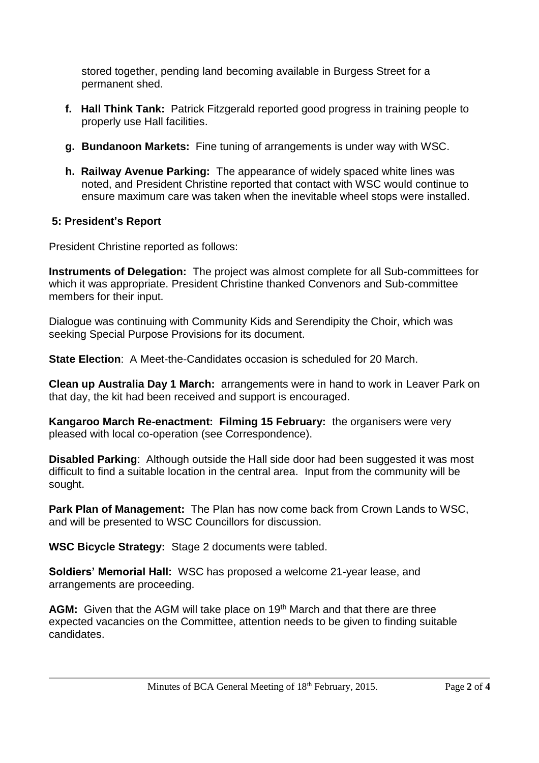stored together, pending land becoming available in Burgess Street for a permanent shed.

f. **Hall Think Tank:** Patrick Fitzgerald reported good progress in training people to properly use Hall facilities.

g. **Bundanoon Markets:** Fine tuning of arrangements is under way with WSC.

h. **Railway Avenue Parking:** The appearance of widely spaced white lines was noted, and President Christine reported that contact with WSC would continue to ensure maximum care was taken when the inevitable wheel stops were installed.

### 5: President's Report

President Christine reported as follows:

**Instruments of Delegation:** The project was almost complete for all Sub-committees for which it was appropriate. President Christine thanked Convenors and Sub-committee members for their input.

Dialogue was continuing with Community Kids and Serendipity the Choir, which was seeking Special Purpose Provisions for its document.

**State Election**: A Meet-the-Candidates occasion is scheduled for 20 March.

**Clean up Australia Day 1 March:** arrangements were in hand to work in Leaver Park on that day, the kit had been received and support is encouraged.

**Kangaroo March Re-enactment: Filming 15 February:** the organisers were very pleased with local co-operation (see Correspondence).

**Disabled Parking**: Although outside the Hall side door had been suggested it was most difficult to find a suitable location in the central area. Input from the community will be sought.

**Park Plan of Management:** The Plan has now come back from Crown Lands to WSC, and will be presented to WSC Councillors for discussion.

**WSC Bicycle Strategy:** Stage 2 documents were tabled.

**Soldiers' Memorial Hall:** WSC has proposed a welcome 21-year lease, and arrangements are proceeding.

**AGM:** Given that the AGM will take place on 19th March and that there are three expected vacancies on the Committee, attention needs to be given to finding suitable candidates.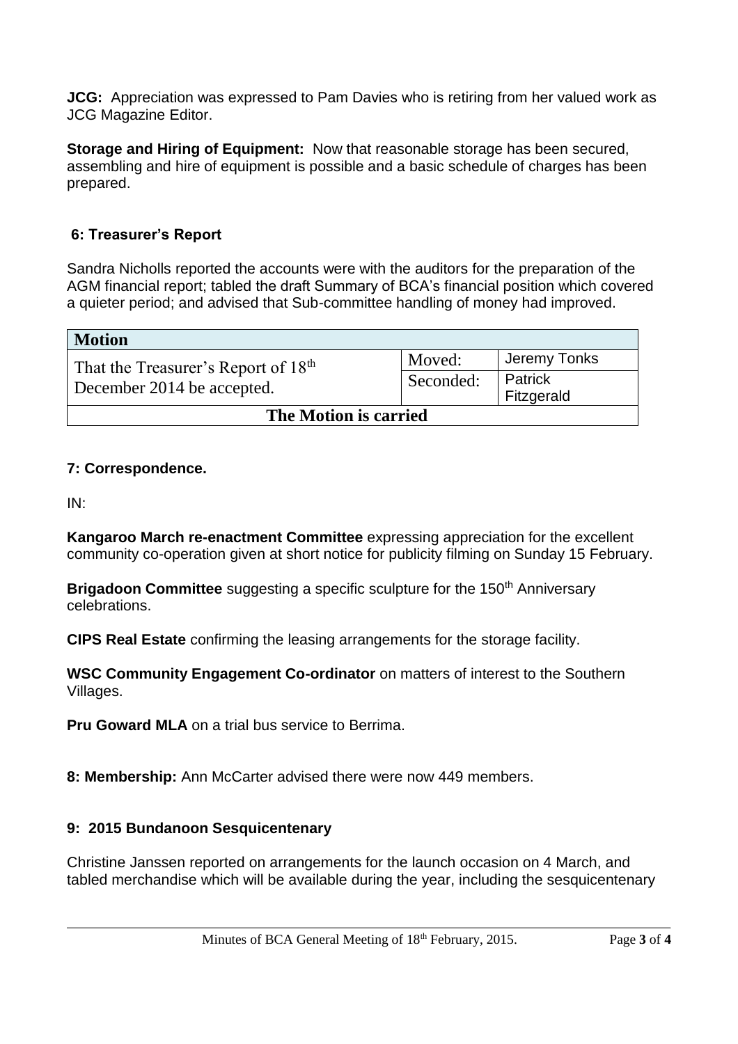**JCG:** Appreciation was expressed to Pam Davies who is retiring from her valued work as JCG Magazine Editor.

**Storage and Hiring of Equipment:** Now that reasonable storage has been secured, assembling and hire of equipment is possible and a basic schedule of charges has been prepared.

### 6: Treasurer's Report

Sandra Nicholls reported the accounts were with the auditors for the preparation of the AGM financial report; tabled the draft Summary of BCA's financial position which covered a quieter period; and advised that Sub-committee handling of money had improved.

| **Motion** | | |
|---|---|---|
| That the Treasurer's Report of 18th December 2014 be accepted. | Moved: | Jeremy Tonks |
| | Seconded: | Patrick Fitzgerald |
| **The Motion is carried** | | |

### 7: Correspondence.

IN:

**Kangaroo March re-enactment Committee** expressing appreciation for the excellent community co-operation given at short notice for publicity filming on Sunday 15 February.

**Brigadoon Committee** suggesting a specific sculpture for the 150th Anniversary celebrations.

**CIPS Real Estate** confirming the leasing arrangements for the storage facility.

**WSC Community Engagement Co-ordinator** on matters of interest to the Southern Villages.

**Pru Goward MLA** on a trial bus service to Berrima.

**8: Membership:** Ann McCarter advised there were now 449 members.

### 9: 2015 Bundanoon Sesquicentenary

Christine Janssen reported on arrangements for the launch occasion on 4 March, and tabled merchandise which will be available during the year, including the sesquicentenary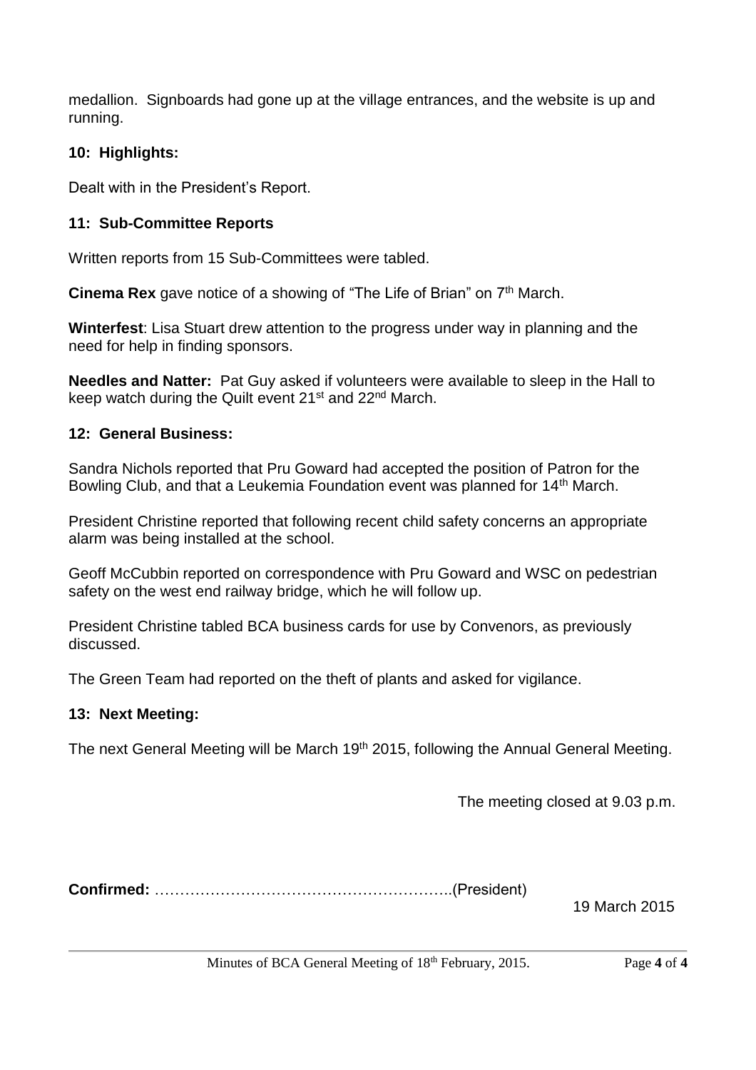medallion. Signboards had gone up at the village entrances, and the website is up and running.

**10: Highlights:**

Dealt with in the President's Report.

**11: Sub-Committee Reports**

Written reports from 15 Sub-Committees were tabled.

**Cinema Rex** gave notice of a showing of "The Life of Brian" on 7th March.

**Winterfest**: Lisa Stuart drew attention to the progress under way in planning and the need for help in finding sponsors.

**Needles and Natter:** Pat Guy asked if volunteers were available to sleep in the Hall to keep watch during the Quilt event 21st and 22nd March.

**12: General Business:**

Sandra Nichols reported that Pru Goward had accepted the position of Patron for the Bowling Club, and that a Leukemia Foundation event was planned for 14th March.

President Christine reported that following recent child safety concerns an appropriate alarm was being installed at the school.

Geoff McCubbin reported on correspondence with Pru Goward and WSC on pedestrian safety on the west end railway bridge, which he will follow up.

President Christine tabled BCA business cards for use by Convenors, as previously discussed.

The Green Team had reported on the theft of plants and asked for vigilance.

**13: Next Meeting:**

The next General Meeting will be March 19th 2015, following the Annual General Meeting.

The meeting closed at 9.03 p.m.

**Confirmed:** …………………………………………………..(President)

19 March 2015